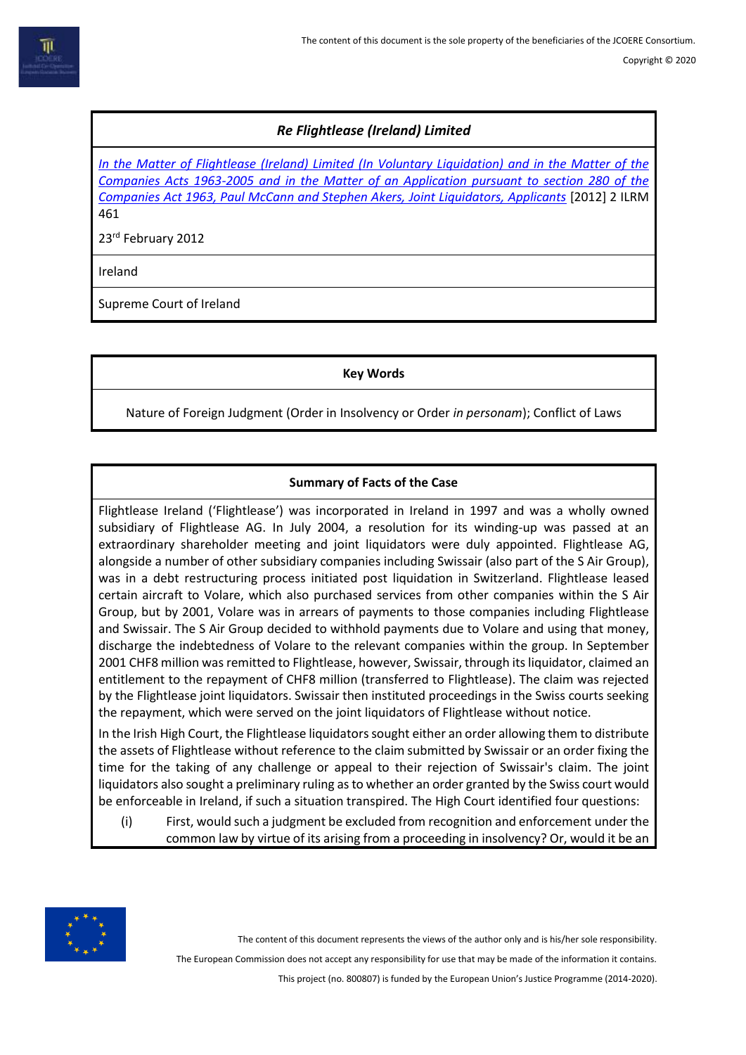## *Re Flightlease (Ireland) Limited*

*In the Matter of Flightlease (Ireland) Limited (In Voluntary Liquidation) and in the Matter of the Companies Acts 1963-2005 and in the Matter of an Application pursuant to section 280 of the Companies Act 1963, Paul McCann and Stephen Akers, Joint Liquidators, Applicants* [2012] 2 ILRM 461

23rd February 2012

Ireland

Supreme Court of Ireland

**Key Words**

Nature of Foreign Judgment (Order in Insolvency or Order *in personam*); Conflict of Laws

**Summary of Facts of the Case**

Flightlease Ireland ('Flightlease') was incorporated in Ireland in 1997 and was a wholly owned subsidiary of Flightlease AG. In July 2004, a resolution for its winding-up was passed at an extraordinary shareholder meeting and joint liquidators were duly appointed. Flightlease AG, alongside a number of other subsidiary companies including Swissair (also part of the S Air Group), was in a debt restructuring process initiated post liquidation in Switzerland. Flightlease leased certain aircraft to Volare, which also purchased services from other companies within the S Air Group, but by 2001, Volare was in arrears of payments to those companies including Flightlease and Swissair. The S Air Group decided to withhold payments due to Volare and using that money, discharge the indebtedness of Volare to the relevant companies within the group. In September 2001 CHF8 million was remitted to Flightlease, however, Swissair, through its liquidator, claimed an entitlement to the repayment of CHF8 million (transferred to Flightlease). The claim was rejected by the Flightlease joint liquidators. Swissair then instituted proceedings in the Swiss courts seeking the repayment, which were served on the joint liquidators of Flightlease without notice.

In the Irish High Court, the Flightlease liquidators sought either an order allowing them to distribute the assets of Flightlease without reference to the claim submitted by Swissair or an order fixing the time for the taking of any challenge or appeal to their rejection of Swissair's claim. The joint liquidators also sought a preliminary ruling as to whether an order granted by the Swiss court would be enforceable in Ireland, if such a situation transpired. The High Court identified four questions:

(i) First, would such a judgment be excluded from recognition and enforcement under the common law by virtue of its arising from a proceeding in insolvency? Or, would it be an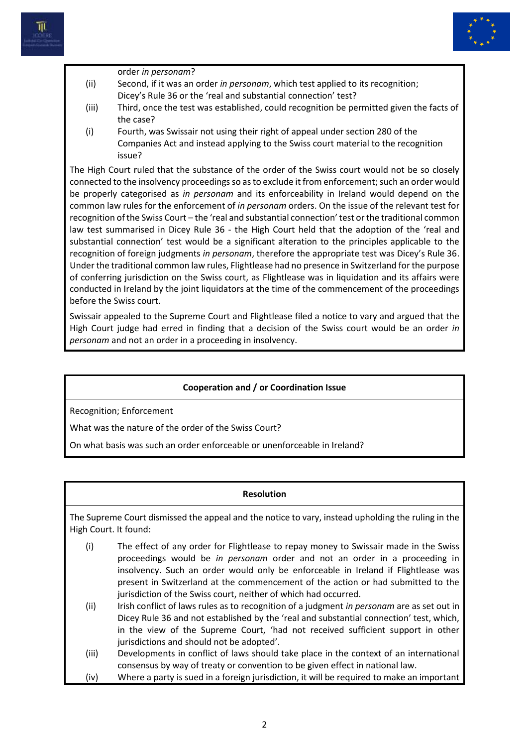order *in personam*?

(ii) Second, if it was an order *in personam*, which test applied to its recognition; Dicey's Rule 36 or the 'real and substantial connection' test?

(iii) Third, once the test was established, could recognition be permitted given the facts of the case?

(i) Fourth, was Swissair not using their right of appeal under section 280 of the Companies Act and instead applying to the Swiss court material to the recognition issue?

The High Court ruled that the substance of the order of the Swiss court would not be so closely connected to the insolvency proceedings so as to exclude it from enforcement; such an order would be properly categorised as *in personam* and its enforceability in Ireland would depend on the common law rules for the enforcement of *in personam* orders. On the issue of the relevant test for recognition of the Swiss Court – the 'real and substantial connection' test or the traditional common law test summarised in Dicey Rule 36 - the High Court held that the adoption of the 'real and substantial connection' test would be a significant alteration to the principles applicable to the recognition of foreign judgments *in personam*, therefore the appropriate test was Dicey's Rule 36. Under the traditional common law rules, Flightlease had no presence in Switzerland for the purpose of conferring jurisdiction on the Swiss court, as Flightlease was in liquidation and its affairs were conducted in Ireland by the joint liquidators at the time of the commencement of the proceedings before the Swiss court.

Swissair appealed to the Supreme Court and Flightlease filed a notice to vary and argued that the High Court judge had erred in finding that a decision of the Swiss court would be an order *in personam* and not an order in a proceeding in insolvency.

**Cooperation and / or Coordination Issue**

Recognition; Enforcement

What was the nature of the order of the Swiss Court?

On what basis was such an order enforceable or unenforceable in Ireland?

**Resolution**

The Supreme Court dismissed the appeal and the notice to vary, instead upholding the ruling in the High Court. It found:

(i) The effect of any order for Flightlease to repay money to Swissair made in the Swiss proceedings would be *in personam* order and not an order in a proceeding in insolvency. Such an order would only be enforceable in Ireland if Flightlease was present in Switzerland at the commencement of the action or had submitted to the jurisdiction of the Swiss court, neither of which had occurred.

(ii) Irish conflict of laws rules as to recognition of a judgment *in personam* are as set out in Dicey Rule 36 and not established by the 'real and substantial connection' test, which, in the view of the Supreme Court, 'had not received sufficient support in other jurisdictions and should not be adopted'.

(iii) Developments in conflict of laws should take place in the context of an international consensus by way of treaty or convention to be given effect in national law.

(iv) Where a party is sued in a foreign jurisdiction, it will be required to make an important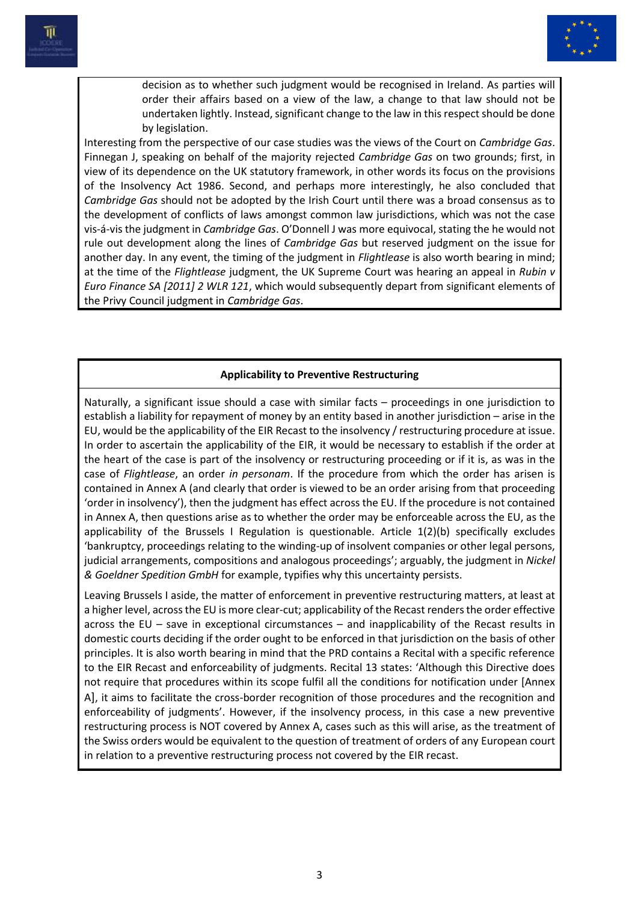decision as to whether such judgment would be recognised in Ireland. As parties will order their affairs based on a view of the law, a change to that law should not be undertaken lightly. Instead, significant change to the law in this respect should be done by legislation.

Interesting from the perspective of our case studies was the views of the Court on *Cambridge Gas*. Finnegan J, speaking on behalf of the majority rejected *Cambridge Gas* on two grounds; first, in view of its dependence on the UK statutory framework, in other words its focus on the provisions of the Insolvency Act 1986. Second, and perhaps more interestingly, he also concluded that *Cambridge Gas* should not be adopted by the Irish Court until there was a broad consensus as to the development of conflicts of laws amongst common law jurisdictions, which was not the case vis-á-vis the judgment in *Cambridge Gas*. O'Donnell J was more equivocal, stating the he would not rule out development along the lines of *Cambridge Gas* but reserved judgment on the issue for another day. In any event, the timing of the judgment in *Flightlease* is also worth bearing in mind; at the time of the *Flightlease* judgment, the UK Supreme Court was hearing an appeal in *Rubin v Euro Finance SA [2011] 2 WLR 121*, which would subsequently depart from significant elements of the Privy Council judgment in *Cambridge Gas*.

**Applicability to Preventive Restructuring**

Naturally, a significant issue should a case with similar facts – proceedings in one jurisdiction to establish a liability for repayment of money by an entity based in another jurisdiction – arise in the EU, would be the applicability of the EIR Recast to the insolvency / restructuring procedure at issue. In order to ascertain the applicability of the EIR, it would be necessary to establish if the order at the heart of the case is part of the insolvency or restructuring proceeding or if it is, as was in the case of *Flightlease*, an order *in personam*. If the procedure from which the order has arisen is contained in Annex A (and clearly that order is viewed to be an order arising from that proceeding 'order in insolvency'), then the judgment has effect across the EU. If the procedure is not contained in Annex A, then questions arise as to whether the order may be enforceable across the EU, as the applicability of the Brussels I Regulation is questionable. Article 1(2)(b) specifically excludes 'bankruptcy, proceedings relating to the winding-up of insolvent companies or other legal persons, judicial arrangements, compositions and analogous proceedings'; arguably, the judgment in *Nickel & Goeldner Spedition GmbH* for example, typifies why this uncertainty persists.

Leaving Brussels I aside, the matter of enforcement in preventive restructuring matters, at least at a higher level, across the EU is more clear-cut; applicability of the Recast renders the order effective across the EU – save in exceptional circumstances – and inapplicability of the Recast results in domestic courts deciding if the order ought to be enforced in that jurisdiction on the basis of other principles. It is also worth bearing in mind that the PRD contains a Recital with a specific reference to the EIR Recast and enforceability of judgments. Recital 13 states: 'Although this Directive does not require that procedures within its scope fulfil all the conditions for notification under [Annex A], it aims to facilitate the cross-border recognition of those procedures and the recognition and enforceability of judgments'. However, if the insolvency process, in this case a new preventive restructuring process is NOT covered by Annex A, cases such as this will arise, as the treatment of the Swiss orders would be equivalent to the question of treatment of orders of any European court in relation to a preventive restructuring process not covered by the EIR recast.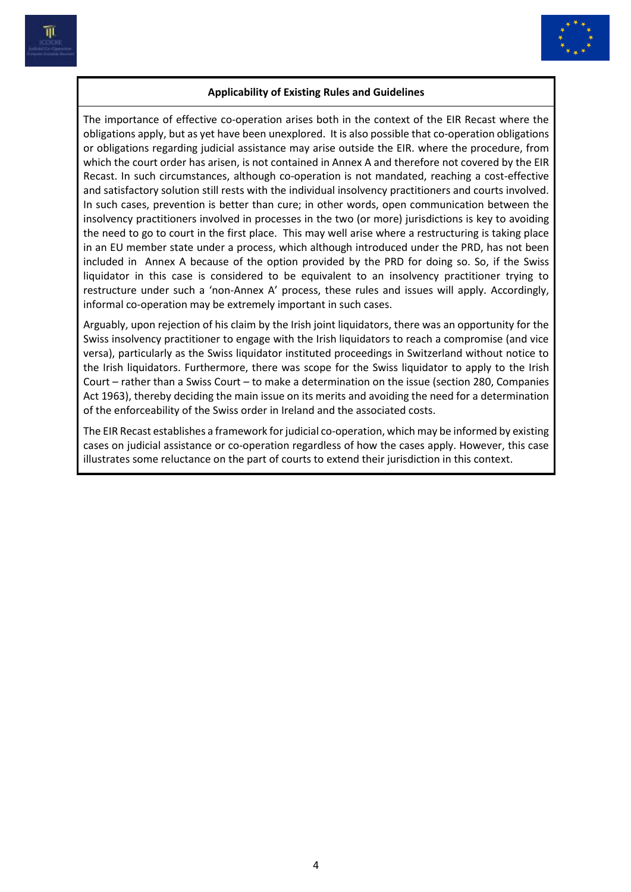### Applicability of Existing Rules and Guidelines

The importance of effective co-operation arises both in the context of the EIR Recast where the obligations apply, but as yet have been unexplored. It is also possible that co-operation obligations or obligations regarding judicial assistance may arise outside the EIR. where the procedure, from which the court order has arisen, is not contained in Annex A and therefore not covered by the EIR Recast. In such circumstances, although co-operation is not mandated, reaching a cost-effective and satisfactory solution still rests with the individual insolvency practitioners and courts involved. In such cases, prevention is better than cure; in other words, open communication between the insolvency practitioners involved in processes in the two (or more) jurisdictions is key to avoiding the need to go to court in the first place. This may well arise where a restructuring is taking place in an EU member state under a process, which although introduced under the PRD, has not been included in Annex A because of the option provided by the PRD for doing so. So, if the Swiss liquidator in this case is considered to be equivalent to an insolvency practitioner trying to restructure under such a 'non-Annex A' process, these rules and issues will apply. Accordingly, informal co-operation may be extremely important in such cases.

Arguably, upon rejection of his claim by the Irish joint liquidators, there was an opportunity for the Swiss insolvency practitioner to engage with the Irish liquidators to reach a compromise (and vice versa), particularly as the Swiss liquidator instituted proceedings in Switzerland without notice to the Irish liquidators. Furthermore, there was scope for the Swiss liquidator to apply to the Irish Court – rather than a Swiss Court – to make a determination on the issue (section 280, Companies Act 1963), thereby deciding the main issue on its merits and avoiding the need for a determination of the enforceability of the Swiss order in Ireland and the associated costs.

The EIR Recast establishes a framework for judicial co-operation, which may be informed by existing cases on judicial assistance or co-operation regardless of how the cases apply. However, this case illustrates some reluctance on the part of courts to extend their jurisdiction in this context.